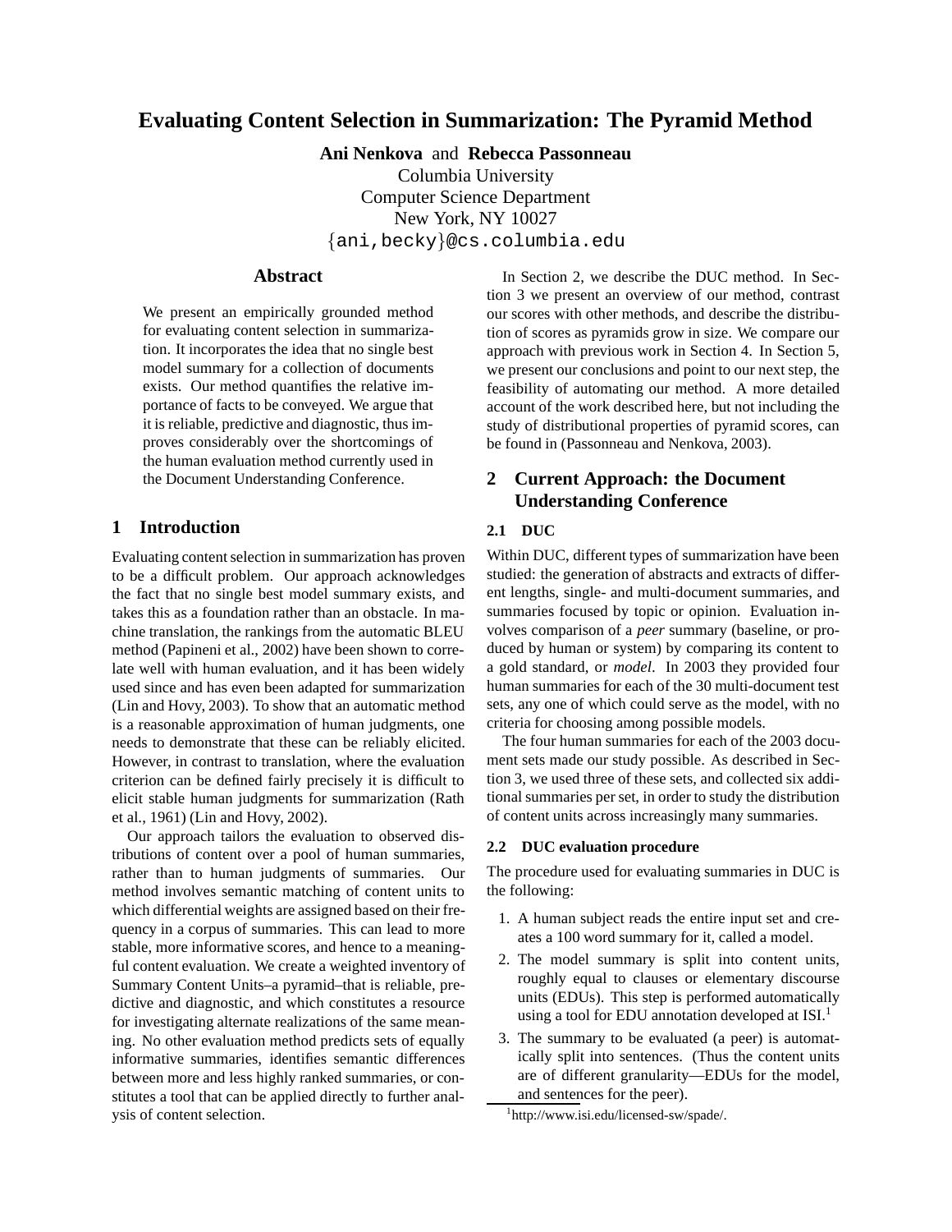# Evaluating Content Selection in Summarization: The Pyramid Method

**Ani Nenkova** and **Rebecca Passonneau**
Columbia University
Computer Science Department
New York, NY 10027
{ani,becky}@cs.columbia.edu

## Abstract

We present an empirically grounded method for evaluating content selection in summarization. It incorporates the idea that no single best model summary for a collection of documents exists. Our method quantifies the relative importance of facts to be conveyed. We argue that it is reliable, predictive and diagnostic, thus improves considerably over the shortcomings of the human evaluation method currently used in the Document Understanding Conference.

## 1 Introduction

Evaluating content selection in summarization has proven to be a difficult problem. Our approach acknowledges the fact that no single best model summary exists, and takes this as a foundation rather than an obstacle. In machine translation, the rankings from the automatic BLEU method (Papineni et al., 2002) have been shown to correlate well with human evaluation, and it has been widely used since and has even been adapted for summarization (Lin and Hovy, 2003). To show that an automatic method is a reasonable approximation of human judgments, one needs to demonstrate that these can be reliably elicited. However, in contrast to translation, where the evaluation criterion can be defined fairly precisely it is difficult to elicit stable human judgments for summarization (Rath et al., 1961) (Lin and Hovy, 2002).

Our approach tailors the evaluation to observed distributions of content over a pool of human summaries, rather than to human judgments of summaries. Our method involves semantic matching of content units to which differential weights are assigned based on their frequency in a corpus of summaries. This can lead to more stable, more informative scores, and hence to a meaningful content evaluation. We create a weighted inventory of Summary Content Units–a pyramid–that is reliable, predictive and diagnostic, and which constitutes a resource for investigating alternate realizations of the same meaning. No other evaluation method predicts sets of equally informative summaries, identifies semantic differences between more and less highly ranked summaries, or constitutes a tool that can be applied directly to further analysis of content selection.

In Section 2, we describe the DUC method. In Section 3 we present an overview of our method, contrast our scores with other methods, and describe the distribution of scores as pyramids grow in size. We compare our approach with previous work in Section 4. In Section 5, we present our conclusions and point to our next step, the feasibility of automating our method. A more detailed account of the work described here, but not including the study of distributional properties of pyramid scores, can be found in (Passonneau and Nenkova, 2003).

## 2 Current Approach: the Document Understanding Conference

### 2.1 DUC

Within DUC, different types of summarization have been studied: the generation of abstracts and extracts of different lengths, single- and multi-document summaries, and summaries focused by topic or opinion. Evaluation involves comparison of a *peer* summary (baseline, or produced by human or system) by comparing its content to a gold standard, or *model*. In 2003 they provided four human summaries for each of the 30 multi-document test sets, any one of which could serve as the model, with no criteria for choosing among possible models.

The four human summaries for each of the 2003 document sets made our study possible. As described in Section 3, we used three of these sets, and collected six additional summaries per set, in order to study the distribution of content units across increasingly many summaries.

### 2.2 DUC evaluation procedure

The procedure used for evaluating summaries in DUC is the following:

1. A human subject reads the entire input set and creates a 100 word summary for it, called a model.
2. The model summary is split into content units, roughly equal to clauses or elementary discourse units (EDUs). This step is performed automatically using a tool for EDU annotation developed at ISI.[1]
3. The summary to be evaluated (a peer) is automatically split into sentences. (Thus the content units are of different granularity—EDUs for the model, and sentences for the peer).

[1] http://www.isi.edu/licensed-sw/spade/.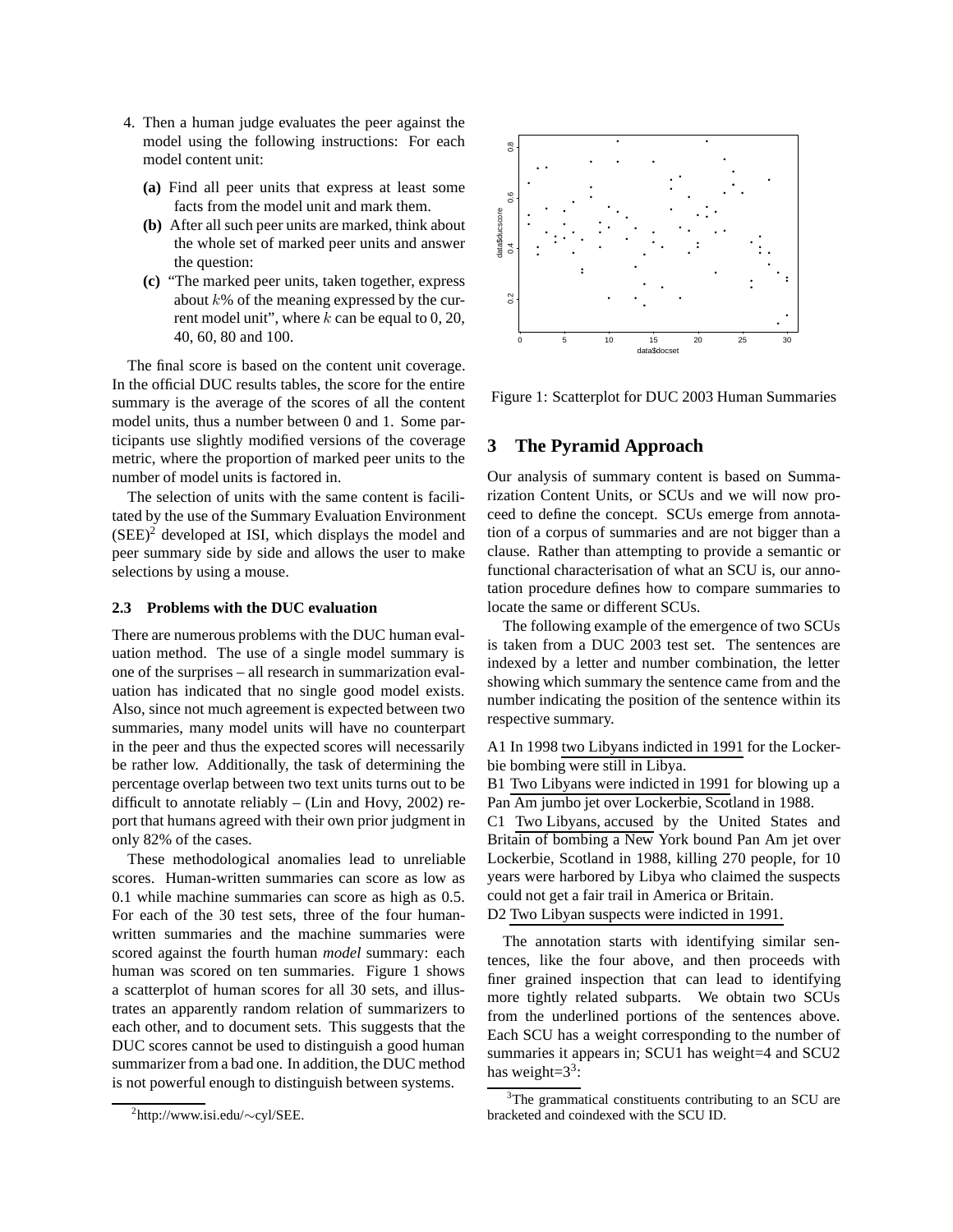4. Then a human judge evaluates the peer against the model using the following instructions: For each model content unit:

   **(a)** Find all peer units that express at least some facts from the model unit and mark them.

   **(b)** After all such peer units are marked, think about the whole set of marked peer units and answer the question:

   **(c)** "The marked peer units, taken together, express about $k$% of the meaning expressed by the current model unit", where $k$ can be equal to 0, 20, 40, 60, 80 and 100.

The final score is based on the content unit coverage. In the official DUC results tables, the score for the entire summary is the average of the scores of all the content model units, thus a number between 0 and 1. Some participants use slightly modified versions of the coverage metric, where the proportion of marked peer units to the number of model units is factored in.

The selection of units with the same content is facilitated by the use of the Summary Evaluation Environment (SEE)[2] developed at ISI, which displays the model and peer summary side by side and allows the user to make selections by using a mouse.

### 2.3 Problems with the DUC evaluation

There are numerous problems with the DUC human evaluation method. The use of a single model summary is one of the surprises – all research in summarization evaluation has indicated that no single good model exists. Also, since not much agreement is expected between two summaries, many model units will have no counterpart in the peer and thus the expected scores will necessarily be rather low. Additionally, the task of determining the percentage overlap between two text units turns out to be difficult to annotate reliably – (Lin and Hovy, 2002) report that humans agreed with their own prior judgment in only 82% of the cases.

These methodological anomalies lead to unreliable scores. Human-written summaries can score as low as 0.1 while machine summaries can score as high as 0.5. For each of the 30 test sets, three of the four human-written summaries and the machine summaries were scored against the fourth human *model* summary: each human was scored on ten summaries. Figure 1 shows a scatterplot of human scores for all 30 sets, and illustrates an apparently random relation of summarizers to each other, and to document sets. This suggests that the DUC scores cannot be used to distinguish a good human summarizer from a bad one. In addition, the DUC method is not powerful enough to distinguish between systems.

[2]http://www.isi.edu/~cyl/SEE.

Figure 1: Scatterplot for DUC 2003 Human Summaries

## 3 The Pyramid Approach

Our analysis of summary content is based on Summarization Content Units, or SCUs and we will now proceed to define the concept. SCUs emerge from annotation of a corpus of summaries and are not bigger than a clause. Rather than attempting to provide a semantic or functional characterisation of what an SCU is, our annotation procedure defines how to compare summaries to locate the same or different SCUs.

The following example of the emergence of two SCUs is taken from a DUC 2003 test set. The sentences are indexed by a letter and number combination, the letter showing which summary the sentence came from and the number indicating the position of the sentence within its respective summary.

A1 In 1998 two Libyans indicted in 1991 for the Lockerbie bombing were still in Libya.

B1 Two Libyans were indicted in 1991 for blowing up a Pan Am jumbo jet over Lockerbie, Scotland in 1988.

C1 Two Libyans, accused by the United States and Britain of bombing a New York bound Pan Am jet over Lockerbie, Scotland in 1988, killing 270 people, for 10 years were harbored by Libya who claimed the suspects could not get a fair trail in America or Britain.

D2 Two Libyan suspects were indicted in 1991.

The annotation starts with identifying similar sentences, like the four above, and then proceeds with finer grained inspection that can lead to identifying more tightly related subparts. We obtain two SCUs from the underlined portions of the sentences above. Each SCU has a weight corresponding to the number of summaries it appears in; SCU1 has weight=4 and SCU2 has weight=3[3]:

[3]The grammatical constituents contributing to an SCU are bracketed and coindexed with the SCU ID.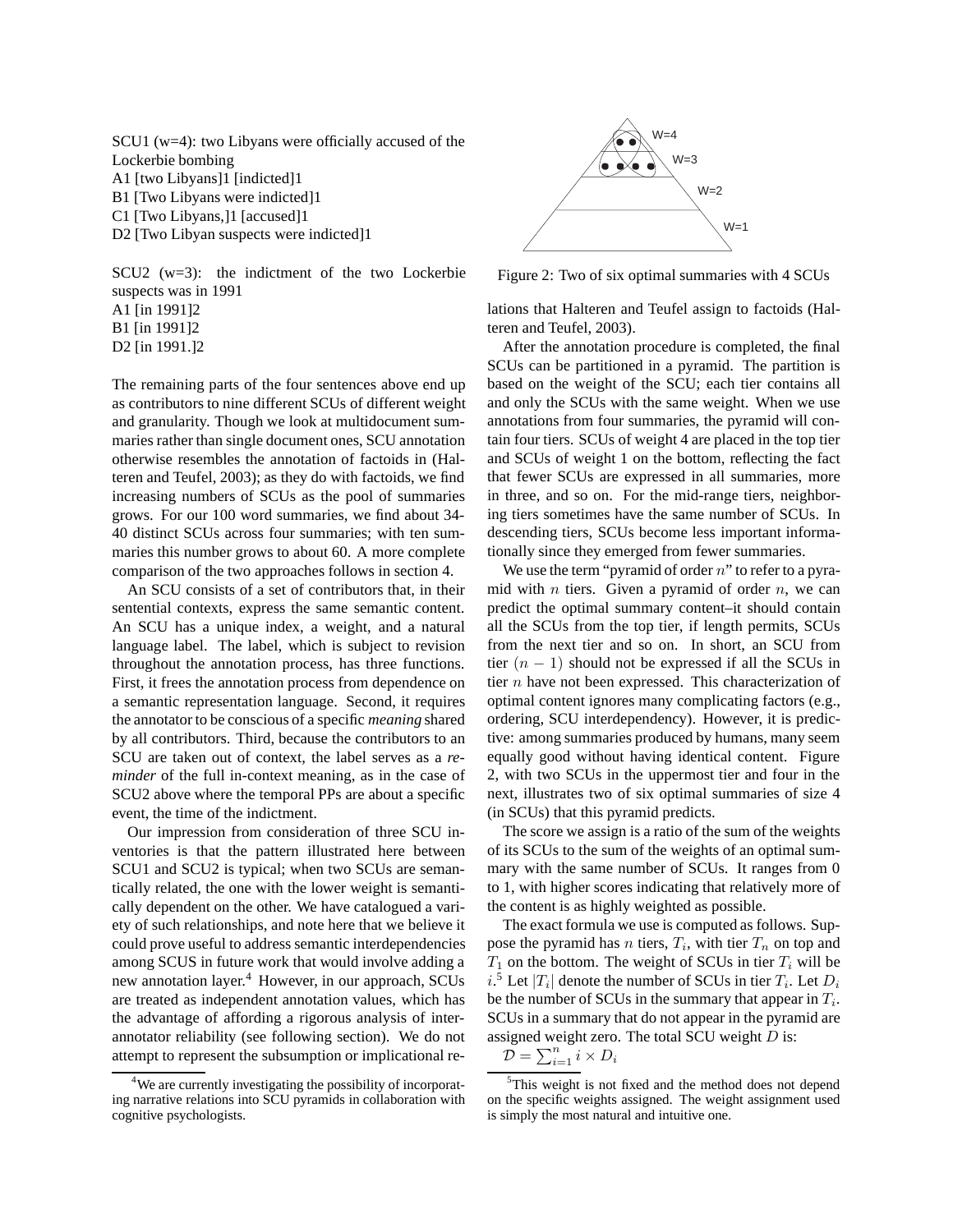SCU1 (w=4): two Libyans were officially accused of the Lockerbie bombing
A1 [two Libyans]1 [indicted]1
B1 [Two Libyans were indicted]1
C1 [Two Libyans,]1 [accused]1
D2 [Two Libyan suspects were indicted]1

SCU2 (w=3): the indictment of the two Lockerbie suspects was in 1991
A1 [in 1991]2
B1 [in 1991]2
D2 [in 1991.]2

The remaining parts of the four sentences above end up as contributors to nine different SCUs of different weight and granularity. Though we look at multidocument summaries rather than single document ones, SCU annotation otherwise resembles the annotation of factoids in (Halteren and Teufel, 2003); as they do with factoids, we find increasing numbers of SCUs as the pool of summaries grows. For our 100 word summaries, we find about 34-40 distinct SCUs across four summaries; with ten summaries this number grows to about 60. A more complete comparison of the two approaches follows in section 4.

An SCU consists of a set of contributors that, in their sentential contexts, express the same semantic content. An SCU has a unique index, a weight, and a natural language label. The label, which is subject to revision throughout the annotation process, has three functions. First, it frees the annotation process from dependence on a semantic representation language. Second, it requires the annotator to be conscious of a specific *meaning* shared by all contributors. Third, because the contributors to an SCU are taken out of context, the label serves as a *reminder* of the full in-context meaning, as in the case of SCU2 above where the temporal PPs are about a specific event, the time of the indictment.

Our impression from consideration of three SCU inventories is that the pattern illustrated here between SCU1 and SCU2 is typical; when two SCUs are semantically related, the one with the lower weight is semantically dependent on the other. We have catalogued a variety of such relationships, and note here that we believe it could prove useful to address semantic interdependencies among SCUS in future work that would involve adding a new annotation layer.[4] However, in our approach, SCUs are treated as independent annotation values, which has the advantage of affording a rigorous analysis of inter-annotator reliability (see following section). We do not attempt to represent the subsumption or implicational relations that Halteren and Teufel assign to factoids (Halteren and Teufel, 2003).

[4] We are currently investigating the possibility of incorporating narrative relations into SCU pyramids in collaboration with cognitive psychologists.

W=4
W=3
W=2
W=1

Figure 2: Two of six optimal summaries with 4 SCUs

After the annotation procedure is completed, the final SCUs can be partitioned in a pyramid. The partition is based on the weight of the SCU; each tier contains all and only the SCUs with the same weight. When we use annotations from four summaries, the pyramid will contain four tiers. SCUs of weight 4 are placed in the top tier and SCUs of weight 1 on the bottom, reflecting the fact that fewer SCUs are expressed in all summaries, more in three, and so on. For the mid-range tiers, neighboring tiers sometimes have the same number of SCUs. In descending tiers, SCUs become less important informationally since they emerged from fewer summaries.

We use the term "pyramid of order $n$" to refer to a pyramid with $n$ tiers. Given a pyramid of order $n$, we can predict the optimal summary content–it should contain all the SCUs from the top tier, if length permits, SCUs from the next tier and so on. In short, an SCU from tier $(n-1)$ should not be expressed if all the SCUs in tier $n$ have not been expressed. This characterization of optimal content ignores many complicating factors (e.g., ordering, SCU interdependency). However, it is predictive: among summaries produced by humans, many seem equally good without having identical content. Figure 2, with two SCUs in the uppermost tier and four in the next, illustrates two of six optimal summaries of size 4 (in SCUs) that this pyramid predicts.

The score we assign is a ratio of the sum of the weights of its SCUs to the sum of the weights of an optimal summary with the same number of SCUs. It ranges from 0 to 1, with higher scores indicating that relatively more of the content is as highly weighted as possible.

The exact formula we use is computed as follows. Suppose the pyramid has $n$ tiers, $T_i$, with tier $T_n$ on top and $T_1$ on the bottom. The weight of SCUs in tier $T_i$ will be $i$.[5] Let $|T_i|$ denote the number of SCUs in tier $T_i$. Let $D_i$ be the number of SCUs in the summary that appear in $T_i$. SCUs in a summary that do not appear in the pyramid are assigned weight zero. The total SCU weight $D$ is:

$\mathcal{D} = \sum_{i=1}^{n} i \times D_i$

[5] This weight is not fixed and the method does not depend on the specific weights assigned. The weight assignment used is simply the most natural and intuitive one.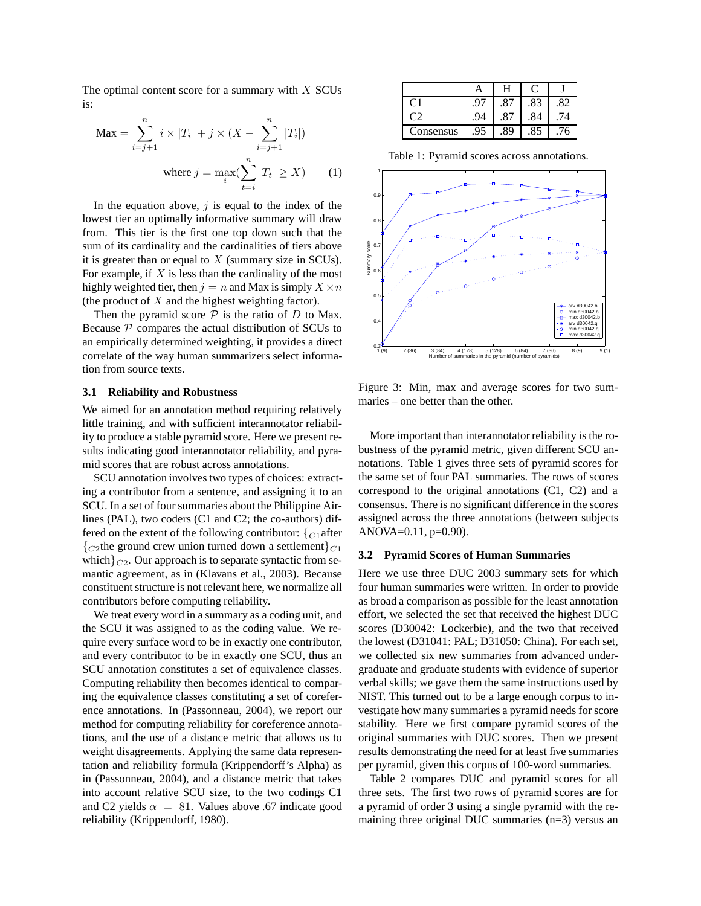The optimal content score for a summary with $X$ SCUs is:

$$\text{Max} = \sum_{i=j+1}^{n} i \times |T_i| + j \times (X - \sum_{i=j+1}^{n} |T_i|)$$

$$\text{where } j = \max_i(\sum_{t=i}^{n} |T_t| \geq X) \qquad (1)$$

In the equation above, $j$ is equal to the index of the lowest tier an optimally informative summary will draw from. This tier is the first one top down such that the sum of its cardinality and the cardinalities of tiers above it is greater than or equal to $X$ (summary size in SCUs). For example, if $X$ is less than the cardinality of the most highly weighted tier, then $j = n$ and Max is simply $X \times n$ (the product of $X$ and the highest weighting factor).

Then the pyramid score $\mathcal{P}$ is the ratio of $D$ to Max. Because $\mathcal{P}$ compares the actual distribution of SCUs to an empirically determined weighting, it provides a direct correlate of the way human summarizers select information from source texts.

### 3.1 Reliability and Robustness

We aimed for an annotation method requiring relatively little training, and with sufficient interannotator reliability to produce a stable pyramid score. Here we present results indicating good interannotator reliability, and pyramid scores that are robust across annotations.

SCU annotation involves two types of choices: extracting a contributor from a sentence, and assigning it to an SCU. In a set of four summaries about the Philippine Airlines (PAL), two coders (C1 and C2; the co-authors) differed on the extent of the following contributor: $\{_{C1}$after $\{_{C2}$the ground crew union turned down a settlement$\}_{C1}$ which$\}_{C2}$. Our approach is to separate syntactic from semantic agreement, as in (Klavans et al., 2003). Because constituent structure is not relevant here, we normalize all contributors before computing reliability.

We treat every word in a summary as a coding unit, and the SCU it was assigned to as the coding value. We require every surface word to be in exactly one contributor, and every contributor to be in exactly one SCU, thus an SCU annotation constitutes a set of equivalence classes. Computing reliability then becomes identical to comparing the equivalence classes constituting a set of coreference annotations. In (Passonneau, 2004), we report our method for computing reliability for coreference annotations, and the use of a distance metric that allows us to weight disagreements. Applying the same data representation and reliability formula (Krippendorff's Alpha) as in (Passonneau, 2004), and a distance metric that takes into account relative SCU size, to the two codings C1 and C2 yields $\alpha = 81$. Values above .67 indicate good reliability (Krippendorff, 1980).

| | A | H | C | J |
|---|---|---|---|---|
| C1 | .97 | .87 | .83 | .82 |
| C2 | .94 | .87 | .84 | .74 |
| Consensus | .95 | .89 | .85 | .76 |

Table 1: Pyramid scores across annotations.

Figure 3: Min, max and average scores for two summaries – one better than the other.

More important than interannotator reliability is the robustness of the pyramid metric, given different SCU annotations. Table 1 gives three sets of pyramid scores for the same set of four PAL summaries. The rows of scores correspond to the original annotations (C1, C2) and a consensus. There is no significant difference in the scores assigned across the three annotations (between subjects ANOVA=0.11, p=0.90).

### 3.2 Pyramid Scores of Human Summaries

Here we use three DUC 2003 summary sets for which four human summaries were written. In order to provide as broad a comparison as possible for the least annotation effort, we selected the set that received the highest DUC scores (D30042: Lockerbie), and the two that received the lowest (D31041: PAL; D31050: China). For each set, we collected six new summaries from advanced undergraduate and graduate students with evidence of superior verbal skills; we gave them the same instructions used by NIST. This turned out to be a large enough corpus to investigate how many summaries a pyramid needs for score stability. Here we first compare pyramid scores of the original summaries with DUC scores. Then we present results demonstrating the need for at least five summaries per pyramid, given this corpus of 100-word summaries.

Table 2 compares DUC and pyramid scores for all three sets. The first two rows of pyramid scores are for a pyramid of order 3 using a single pyramid with the remaining three original DUC summaries (n=3) versus an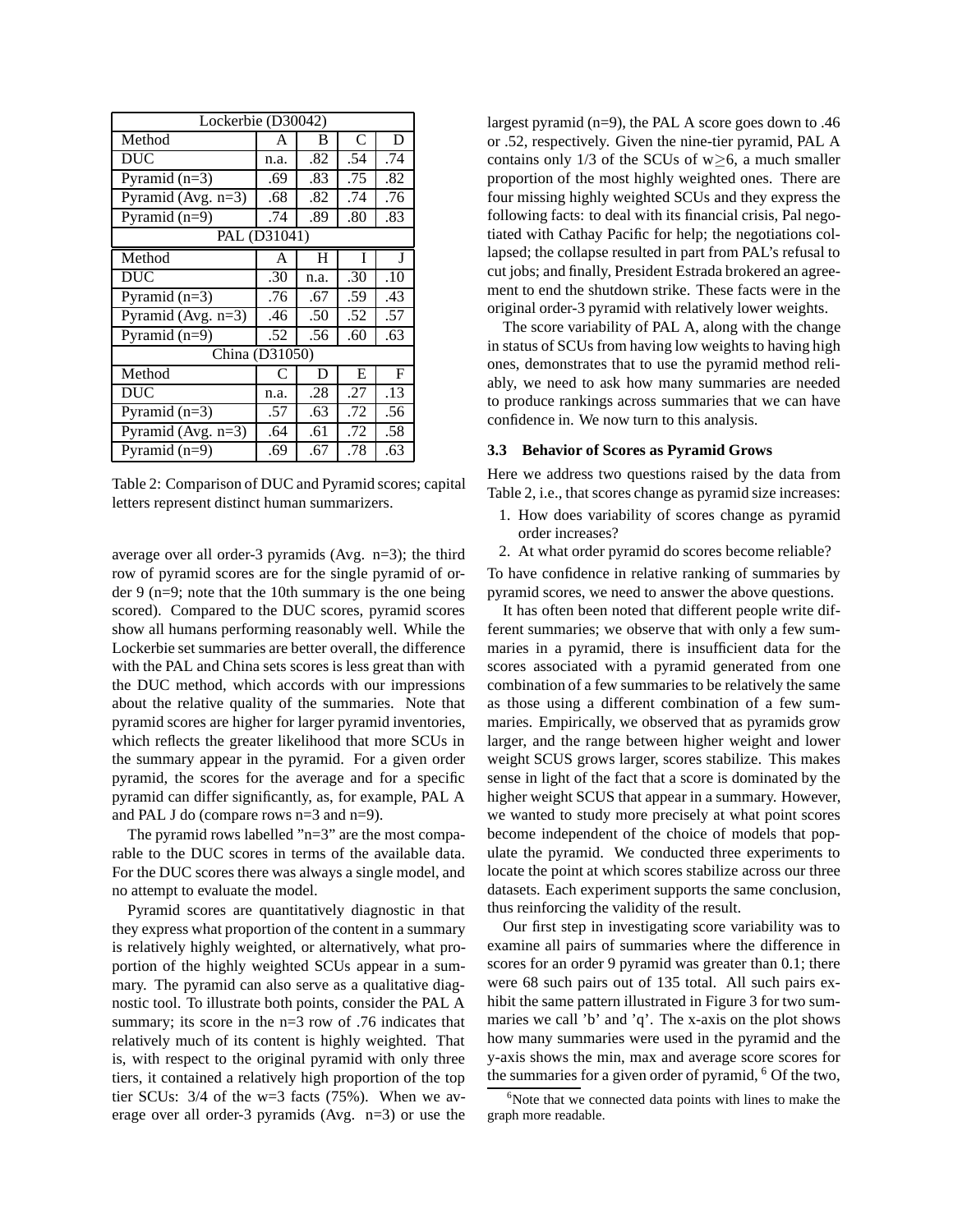| Lockerbie (D30042) | | | | |
|---|---|---|---|---|
| Method | A | B | C | D |
| DUC | n.a. | .82 | .54 | .74 |
| Pyramid (n=3) | .69 | .83 | .75 | .82 |
| Pyramid (Avg. n=3) | .68 | .82 | .74 | .76 |
| Pyramid (n=9) | .74 | .89 | .80 | .83 |
| PAL (D31041) | | | | |
| Method | A | H | I | J |
| DUC | .30 | n.a. | .30 | .10 |
| Pyramid (n=3) | .76 | .67 | .59 | .43 |
| Pyramid (Avg. n=3) | .46 | .50 | .52 | .57 |
| Pyramid (n=9) | .52 | .56 | .60 | .63 |
| China (D31050) | | | | |
| Method | C | D | E | F |
| DUC | n.a. | .28 | .27 | .13 |
| Pyramid (n=3) | .57 | .63 | .72 | .56 |
| Pyramid (Avg. n=3) | .64 | .61 | .72 | .58 |
| Pyramid (n=9) | .69 | .67 | .78 | .63 |

Table 2: Comparison of DUC and Pyramid scores; capital letters represent distinct human summarizers.

average over all order-3 pyramids (Avg. n=3); the third row of pyramid scores are for the single pyramid of order 9 (n=9; note that the 10th summary is the one being scored). Compared to the DUC scores, pyramid scores show all humans performing reasonably well. While the Lockerbie set summaries are better overall, the difference with the PAL and China sets scores is less great than with the DUC method, which accords with our impressions about the relative quality of the summaries. Note that pyramid scores are higher for larger pyramid inventories, which reflects the greater likelihood that more SCUs in the summary appear in the pyramid. For a given order pyramid, the scores for the average and for a specific pyramid can differ significantly, as, for example, PAL A and PAL J do (compare rows n=3 and n=9).

The pyramid rows labelled "n=3" are the most comparable to the DUC scores in terms of the available data. For the DUC scores there was always a single model, and no attempt to evaluate the model.

Pyramid scores are quantitatively diagnostic in that they express what proportion of the content in a summary is relatively highly weighted, or alternatively, what proportion of the highly weighted SCUs appear in a summary. The pyramid can also serve as a qualitative diagnostic tool. To illustrate both points, consider the PAL A summary; its score in the n=3 row of .76 indicates that relatively much of its content is highly weighted. That is, with respect to the original pyramid with only three tiers, it contained a relatively high proportion of the top tier SCUs: 3/4 of the w=3 facts (75%). When we average over all order-3 pyramids (Avg. n=3) or use the largest pyramid (n=9), the PAL A score goes down to .46 or .52, respectively. Given the nine-tier pyramid, PAL A contains only 1/3 of the SCUs of w$\geq$6, a much smaller proportion of the most highly weighted ones. There are four missing highly weighted SCUs and they express the following facts: to deal with its financial crisis, Pal negotiated with Cathay Pacific for help; the negotiations collapsed; the collapse resulted in part from PAL's refusal to cut jobs; and finally, President Estrada brokered an agreement to end the shutdown strike. These facts were in the original order-3 pyramid with relatively lower weights.

The score variability of PAL A, along with the change in status of SCUs from having low weights to having high ones, demonstrates that to use the pyramid method reliably, we need to ask how many summaries are needed to produce rankings across summaries that we can have confidence in. We now turn to this analysis.

### 3.3 Behavior of Scores as Pyramid Grows

Here we address two questions raised by the data from Table 2, i.e., that scores change as pyramid size increases:

1. How does variability of scores change as pyramid order increases?
2. At what order pyramid do scores become reliable?

To have confidence in relative ranking of summaries by pyramid scores, we need to answer the above questions.

It has often been noted that different people write different summaries; we observe that with only a few summaries in a pyramid, there is insufficient data for the scores associated with a pyramid generated from one combination of a few summaries to be relatively the same as those using a different combination of a few summaries. Empirically, we observed that as pyramids grow larger, and the range between higher weight and lower weight SCUS grows larger, scores stabilize. This makes sense in light of the fact that a score is dominated by the higher weight SCUS that appear in a summary. However, we wanted to study more precisely at what point scores become independent of the choice of models that populate the pyramid. We conducted three experiments to locate the point at which scores stabilize across our three datasets. Each experiment supports the same conclusion, thus reinforcing the validity of the result.

Our first step in investigating score variability was to examine all pairs of summaries where the difference in scores for an order 9 pyramid was greater than 0.1; there were 68 such pairs out of 135 total. All such pairs exhibit the same pattern illustrated in Figure 3 for two summaries we call 'b' and 'q'. The x-axis on the plot shows how many summaries were used in the pyramid and the y-axis shows the min, max and average score scores for the summaries for a given order of pyramid, [6] Of the two,

[6] Note that we connected data points with lines to make the graph more readable.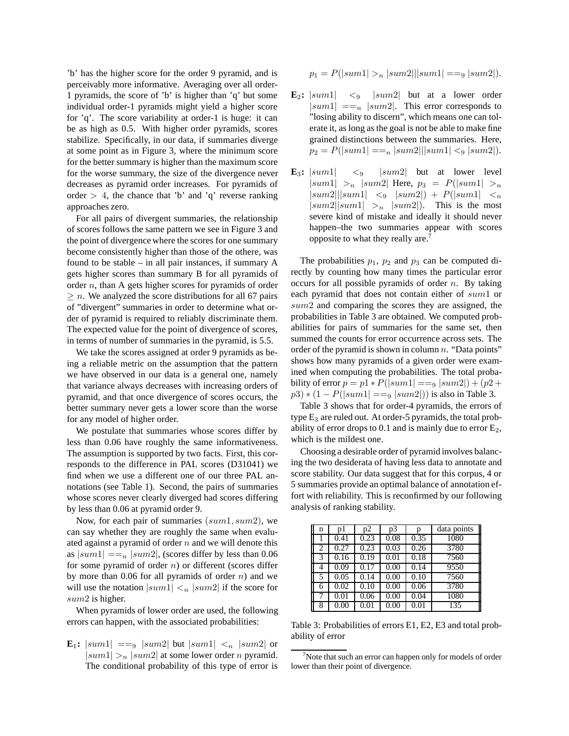'b' has the higher score for the order 9 pyramid, and is perceivably more informative. Averaging over all order-1 pyramids, the score of 'b' is higher than 'q' but some individual order-1 pyramids might yield a higher score for 'q'. The score variability at order-1 is huge: it can be as high as 0.5. With higher order pyramids, scores stabilize. Specifically, in our data, if summaries diverge at some point as in Figure 3, where the minimum score for the better summary is higher than the maximum score for the worse summary, the size of the divergence never decreases as pyramid order increases. For pyramids of order $> 4$, the chance that 'b' and 'q' reverse ranking approaches zero.

For all pairs of divergent summaries, the relationship of scores follows the same pattern we see in Figure 3 and the point of divergence where the scores for one summary become consistently higher than those of the othere, was found to be stable – in all pair instances, if summary A gets higher scores than summary B for all pyramids of order $n$, than A gets higher scores for pyramids of order $\geq n$. We analyzed the score distributions for all 67 pairs of "divergent" summaries in order to determine what order of pyramid is required to reliably discriminate them. The expected value for the point of divergence of scores, in terms of number of summaries in the pyramid, is 5.5.

We take the scores assigned at order 9 pyramids as being a reliable metric on the assumption that the pattern we have observed in our data is a general one, namely that variance always decreases with increasing orders of pyramid, and that once divergence of scores occurs, the better summary never gets a lower score than the worse for any model of higher order.

We postulate that summaries whose scores differ by less than 0.06 have roughly the same informativeness. The assumption is supported by two facts. First, this corresponds to the difference in PAL scores (D31041) we find when we use a different one of our three PAL annotations (see Table 1). Second, the pairs of summaries whose scores never clearly diverged had scores differing by less than 0.06 at pyramid order 9.

Now, for each pair of summaries $(sum1, sum2)$, we can say whether they are roughly the same when evaluated against a pyramid of order $n$ and we will denote this as $|sum1| ==_n |sum2|$, (scores differ by less than 0.06 for some pyramid of order $n$) or different (scores differ by more than 0.06 for all pyramids of order $n$) and we will use the notation $|sum1| <_n |sum2|$ if the score for $sum2$ is higher.

When pyramids of lower order are used, the following errors can happen, with the associated probabilities:

**E$_1$:** $|sum1| ==_9 |sum2|$ but $|sum1| <_n |sum2|$ or $|sum1| >_n |sum2|$ at some lower order $n$ pyramid. The conditional probability of this type of error is $p_1 = P(|sum1| >_n |sum2|||sum1| ==_9 |sum2|)$.

**E$_2$:** $|sum1| <_9 |sum2|$ but at a lower order $|sum1| ==_n |sum2|$. This error corresponds to "losing ability to discern", which means one can tolerate it, as long as the goal is not be able to make fine grained distinctions between the summaries. Here, $p_2 = P(|sum1| ==_n |sum2|||sum1| <_9 |sum2|)$.

**E$_3$:** $|sum1| <_9 |sum2|$ but at lower level $|sum1| >_n |sum2|$ Here, $p_3 = P(|sum1| >_n |sum2|||sum1| <_9 |sum2|) + P(|sum1| <_n |sum2||sum1| >_n |sum2|)$. This is the most severe kind of mistake and ideally it should never happen–the two summaries appear with scores opposite to what they really are.[7]

The probabilities $p_1$, $p_2$ and $p_3$ can be computed directly by counting how many times the particular error occurs for all possible pyramids of order $n$. By taking each pyramid that does not contain either of $sum1$ or $sum2$ and comparing the scores they are assigned, the probabilities in Table 3 are obtained. We computed probabilities for pairs of summaries for the same set, then summed the counts for error occurrence across sets. The order of the pyramid is shown in column $n$. "Data points" shows how many pyramids of a given order were examined when computing the probabilities. The total probability of error $p = p1 * P(|sum1| ==_9 |sum2|) + (p2 + p3) * (1 - P(|sum1| ==_9 |sum2|))$ is also in Table 3.

Table 3 shows that for order-4 pyramids, the errors of type E$_3$ are ruled out. At order-5 pyramids, the total probability of error drops to 0.1 and is mainly due to error E$_2$, which is the mildest one.

Choosing a desirable order of pyramid involves balancing the two desiderata of having less data to annotate and score stability. Our data suggest that for this corpus, 4 or 5 summaries provide an optimal balance of annotation effort with reliability. This is reconfirmed by our following analysis of ranking stability.

| n | p1 | p2 | p3 | p | data points |
|---|---|---|---|---|---|
| 1 | 0.41 | 0.23 | 0.08 | 0.35 | 1080 |
| 2 | 0.27 | 0.23 | 0.03 | 0.26 | 3780 |
| 3 | 0.16 | 0.19 | 0.01 | 0.18 | 7560 |
| 4 | 0.09 | 0.17 | 0.00 | 0.14 | 9550 |
| 5 | 0.05 | 0.14 | 0.00 | 0.10 | 7560 |
| 6 | 0.02 | 0.10 | 0.00 | 0.06 | 3780 |
| 7 | 0.01 | 0.06 | 0.00 | 0.04 | 1080 |
| 8 | 0.00 | 0.01 | 0.00 | 0.01 | 135 |

Table 3: Probabilities of errors E1, E2, E3 and total probability of error

[7] Note that such an error can happen only for models of order lower than their point of divergence.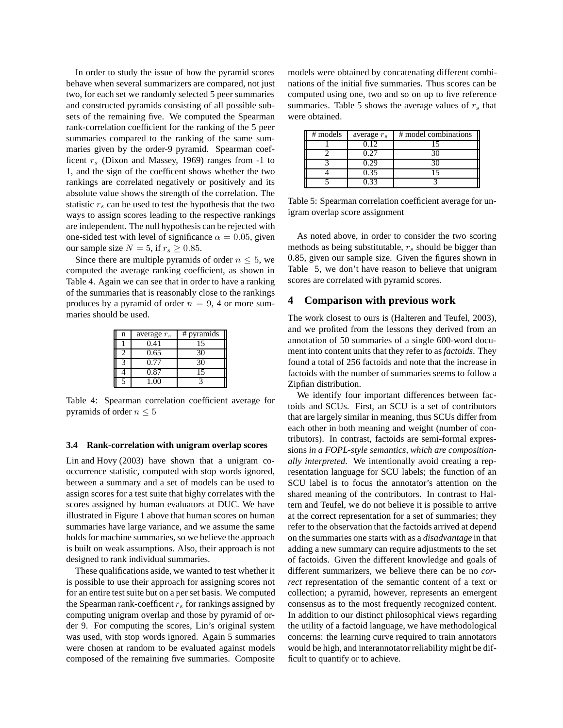In order to study the issue of how the pyramid scores behave when several summarizers are compared, not just two, for each set we randomly selected 5 peer summaries and constructed pyramids consisting of all possible subsets of the remaining five. We computed the Spearman rank-correlation coefficient for the ranking of the 5 peer summaries compared to the ranking of the same summaries given by the order-9 pyramid. Spearman coefficent $r_s$ (Dixon and Massey, 1969) ranges from -1 to 1, and the sign of the coefficent shows whether the two rankings are correlated negatively or positively and its absolute value shows the strength of the correlation. The statistic $r_s$ can be used to test the hypothesis that the two ways to assign scores leading to the respective rankings are independent. The null hypothesis can be rejected with one-sided test with level of significance $\alpha = 0.05$, given our sample size $N = 5$, if $r_s \geq 0.85$.

Since there are multiple pyramids of order $n \leq 5$, we computed the average ranking coefficient, as shown in Table 4. Again we can see that in order to have a ranking of the summaries that is reasonably close to the rankings produces by a pyramid of order $n = 9$, 4 or more summaries should be used.

| n | average $r_s$ | # pyramids |
|---|---|---|
| 1 | 0.41 | 15 |
| 2 | 0.65 | 30 |
| 3 | 0.77 | 30 |
| 4 | 0.87 | 15 |
| 5 | 1.00 | 3 |

Table 4: Spearman correlation coefficient average for pyramids of order $n \leq 5$

### 3.4 Rank-correlation with unigram overlap scores

Lin and Hovy (2003) have shown that a unigram co-occurrence statistic, computed with stop words ignored, between a summary and a set of models can be used to assign scores for a test suite that highy correlates with the scores assigned by human evaluators at DUC. We have illustrated in Figure 1 above that human scores on human summaries have large variance, and we assume the same holds for machine summaries, so we believe the approach is built on weak assumptions. Also, their approach is not designed to rank individual summaries.

These qualifications aside, we wanted to test whether it is possible to use their approach for assigning scores not for an entire test suite but on a per set basis. We computed the Spearman rank-coefficent $r_s$ for rankings assigned by computing unigram overlap and those by pyramid of order 9. For computing the scores, Lin's original system was used, with stop words ignored. Again 5 summaries were chosen at random to be evaluated against models composed of the remaining five summaries. Composite models were obtained by concatenating different combinations of the initial five summaries. Thus scores can be computed using one, two and so on up to five reference summaries. Table 5 shows the average values of $r_s$ that were obtained.

| # models | average $r_s$ | # model combinations |
|---|---|---|
| 1 | 0.12 | 15 |
| 2 | 0.27 | 30 |
| 3 | 0.29 | 30 |
| 4 | 0.35 | 15 |
| 5 | 0.33 | 3 |

Table 5: Spearman correlation coefficient average for unigram overlap score assignment

As noted above, in order to consider the two scoring methods as being substitutable, $r_s$ should be bigger than 0.85, given our sample size. Given the figures shown in Table 5, we don't have reason to believe that unigram scores are correlated with pyramid scores.

## 4 Comparison with previous work

The work closest to ours is (Halteren and Teufel, 2003), and we profited from the lessons they derived from an annotation of 50 summaries of a single 600-word document into content units that they refer to as *factoids*. They found a total of 256 factoids and note that the increase in factoids with the number of summaries seems to follow a Zipfian distribution.

We identify four important differences between factoids and SCUs. First, an SCU is a set of contributors that are largely similar in meaning, thus SCUs differ from each other in both meaning and weight (number of contributors). In contrast, factoids are semi-formal expressions *in a FOPL-style semantics, which are compositionally interpreted*. We intentionally avoid creating a representation language for SCU labels; the function of an SCU label is to focus the annotator's attention on the shared meaning of the contributors. In contrast to Haltern and Teufel, we do not believe it is possible to arrive at the correct representation for a set of summaries; they refer to the observation that the factoids arrived at depend on the summaries one starts with as a *disadvantage* in that adding a new summary can require adjustments to the set of factoids. Given the different knowledge and goals of different summarizers, we believe there can be no *correct* representation of the semantic content of a text or collection; a pyramid, however, represents an emergent consensus as to the most frequently recognized content. In addition to our distinct philosophical views regarding the utility of a factoid language, we have methodological concerns: the learning curve required to train annotators would be high, and interannotator reliability might be difficult to quantify or to achieve.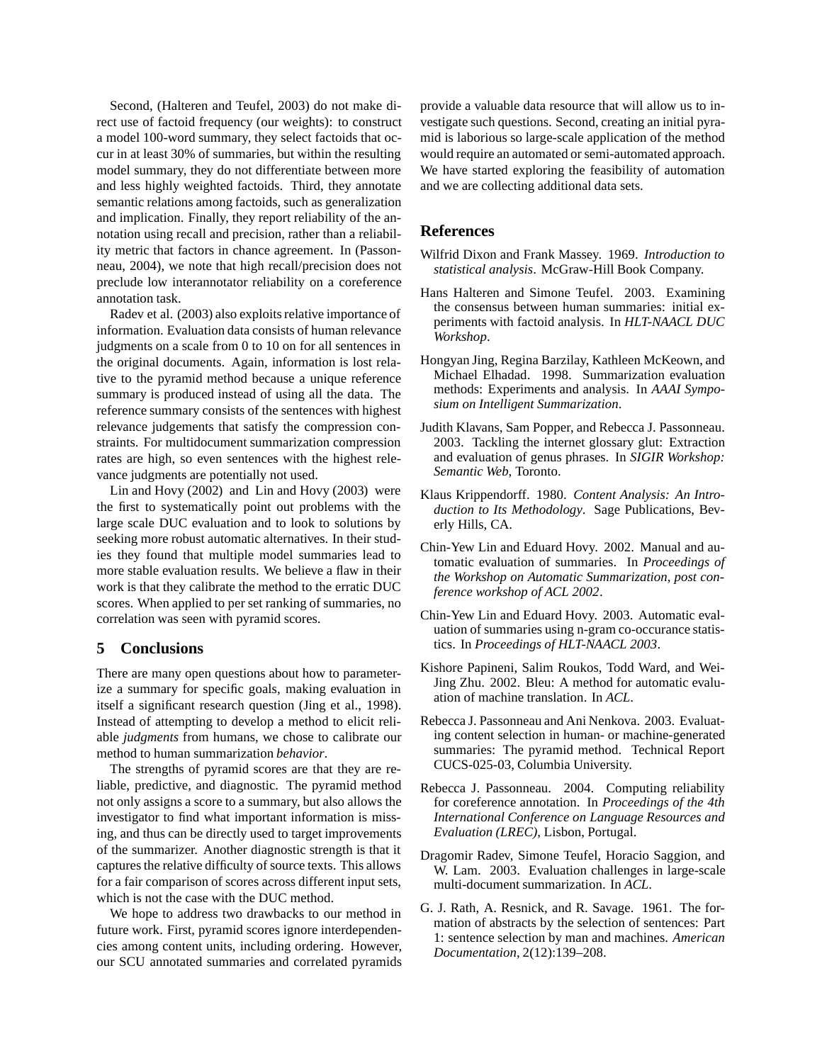Second, (Halteren and Teufel, 2003) do not make direct use of factoid frequency (our weights): to construct a model 100-word summary, they select factoids that occur in at least 30% of summaries, but within the resulting model summary, they do not differentiate between more and less highly weighted factoids. Third, they annotate semantic relations among factoids, such as generalization and implication. Finally, they report reliability of the annotation using recall and precision, rather than a reliability metric that factors in chance agreement. In (Passonneau, 2004), we note that high recall/precision does not preclude low interannotator reliability on a coreference annotation task.

Radev et al. (2003) also exploits relative importance of information. Evaluation data consists of human relevance judgments on a scale from 0 to 10 on for all sentences in the original documents. Again, information is lost relative to the pyramid method because a unique reference summary is produced instead of using all the data. The reference summary consists of the sentences with highest relevance judgements that satisfy the compression constraints. For multidocument summarization compression rates are high, so even sentences with the highest relevance judgments are potentially not used.

Lin and Hovy (2002) and Lin and Hovy (2003) were the first to systematically point out problems with the large scale DUC evaluation and to look to solutions by seeking more robust automatic alternatives. In their studies they found that multiple model summaries lead to more stable evaluation results. We believe a flaw in their work is that they calibrate the method to the erratic DUC scores. When applied to per set ranking of summaries, no correlation was seen with pyramid scores.

## 5 Conclusions

There are many open questions about how to parameterize a summary for specific goals, making evaluation in itself a significant research question (Jing et al., 1998). Instead of attempting to develop a method to elicit reliable *judgments* from humans, we chose to calibrate our method to human summarization *behavior*.

The strengths of pyramid scores are that they are reliable, predictive, and diagnostic. The pyramid method not only assigns a score to a summary, but also allows the investigator to find what important information is missing, and thus can be directly used to target improvements of the summarizer. Another diagnostic strength is that it captures the relative difficulty of source texts. This allows for a fair comparison of scores across different input sets, which is not the case with the DUC method.

We hope to address two drawbacks to our method in future work. First, pyramid scores ignore interdependencies among content units, including ordering. However, our SCU annotated summaries and correlated pyramids provide a valuable data resource that will allow us to investigate such questions. Second, creating an initial pyramid is laborious so large-scale application of the method would require an automated or semi-automated approach. We have started exploring the feasibility of automation and we are collecting additional data sets.

## References

Wilfrid Dixon and Frank Massey. 1969. *Introduction to statistical analysis*. McGraw-Hill Book Company.

Hans Halteren and Simone Teufel. 2003. Examining the consensus between human summaries: initial experiments with factoid analysis. In *HLT-NAACL DUC Workshop*.

Hongyan Jing, Regina Barzilay, Kathleen McKeown, and Michael Elhadad. 1998. Summarization evaluation methods: Experiments and analysis. In *AAAI Symposium on Intelligent Summarization*.

Judith Klavans, Sam Popper, and Rebecca J. Passonneau. 2003. Tackling the internet glossary glut: Extraction and evaluation of genus phrases. In *SIGIR Workshop: Semantic Web*, Toronto.

Klaus Krippendorff. 1980. *Content Analysis: An Introduction to Its Methodology*. Sage Publications, Beverly Hills, CA.

Chin-Yew Lin and Eduard Hovy. 2002. Manual and automatic evaluation of summaries. In *Proceedings of the Workshop on Automatic Summarization, post conference workshop of ACL 2002*.

Chin-Yew Lin and Eduard Hovy. 2003. Automatic evaluation of summaries using n-gram co-occurance statistics. In *Proceedings of HLT-NAACL 2003*.

Kishore Papineni, Salim Roukos, Todd Ward, and Wei-Jing Zhu. 2002. Bleu: A method for automatic evaluation of machine translation. In *ACL*.

Rebecca J. Passonneau and Ani Nenkova. 2003. Evaluating content selection in human- or machine-generated summaries: The pyramid method. Technical Report CUCS-025-03, Columbia University.

Rebecca J. Passonneau. 2004. Computing reliability for coreference annotation. In *Proceedings of the 4th International Conference on Language Resources and Evaluation (LREC)*, Lisbon, Portugal.

Dragomir Radev, Simone Teufel, Horacio Saggion, and W. Lam. 2003. Evaluation challenges in large-scale multi-document summarization. In *ACL*.

G. J. Rath, A. Resnick, and R. Savage. 1961. The formation of abstracts by the selection of sentences: Part 1: sentence selection by man and machines. *American Documentation*, 2(12):139–208.